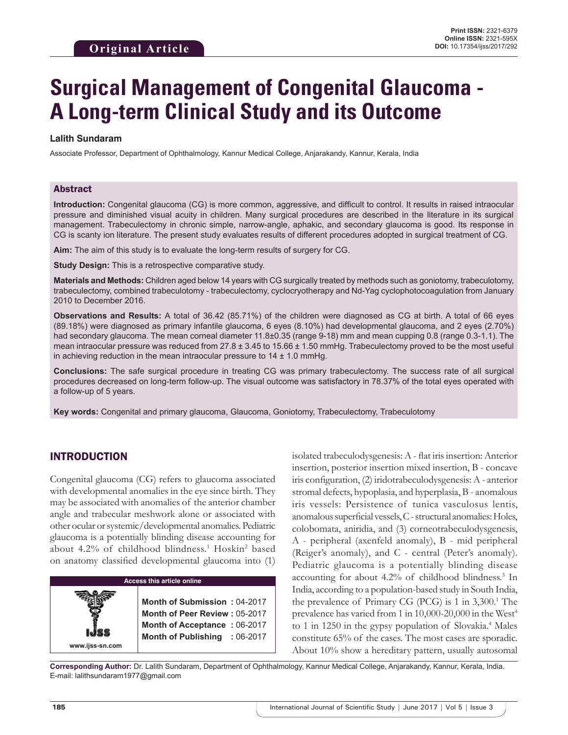Original Article

# Surgical Management of Congenital Glaucoma - A Long-term Clinical Study and its Outcome

**Lalith Sundaram**

Associate Professor, Department of Ophthalmology, Kannur Medical College, Anjarakandy, Kannur, Kerala, India

## Abstract

**Introduction:** Congenital glaucoma (CG) is more common, aggressive, and difficult to control. It results in raised intraocular pressure and diminished visual acuity in children. Many surgical procedures are described in the literature in its surgical management. Trabeculectomy in chronic simple, narrow-angle, aphakic, and secondary glaucoma is good. Its response in CG is scanty ion literature. The present study evaluates results of different procedures adopted in surgical treatment of CG.

**Aim:** The aim of this study is to evaluate the long-term results of surgery for CG.

**Study Design:** This is a retrospective comparative study.

**Materials and Methods:** Children aged below 14 years with CG surgically treated by methods such as goniotomy, trabeculotomy, trabeculectomy, combined trabeculotomy - trabeculectomy, cyclocryotherapy and Nd-Yag cyclophotocoagulation from January 2010 to December 2016.

**Observations and Results:** A total of 36.42 (85.71%) of the children were diagnosed as CG at birth. A total of 66 eyes (89.18%) were diagnosed as primary infantile glaucoma, 6 eyes (8.10%) had developmental glaucoma, and 2 eyes (2.70%) had secondary glaucoma. The mean corneal diameter 11.8±0.35 (range 9-18) mm and mean cupping 0.8 (range 0.3-1.1). The mean intraocular pressure was reduced from 27.8 ± 3.45 to 15.66 ± 1.50 mmHg. Trabeculectomy proved to be the most useful in achieving reduction in the mean intraocular pressure to 14 ± 1.0 mmHg.

**Conclusions:** The safe surgical procedure in treating CG was primary trabeculectomy. The success rate of all surgical procedures decreased on long-term follow-up. The visual outcome was satisfactory in 78.37% of the total eyes operated with a follow-up of 5 years.

**Key words:** Congenital and primary glaucoma, Glaucoma, Goniotomy, Trabeculectomy, Trabeculotomy

## INTRODUCTION

Congenital glaucoma (CG) refers to glaucoma associated with developmental anomalies in the eye since birth. They may be associated with anomalies of the anterior chamber angle and trabecular meshwork alone or associated with other ocular or systemic/developmental anomalies. Pediatric glaucoma is a potentially blinding disease accounting for about 4.2% of childhood blindness.[1] Hoskin[2] based on anatomy classified developmental glaucoma into (1) isolated trabeculodysgenesis: A - flat iris insertion: Anterior insertion, posterior insertion mixed insertion, B - concave iris configuration, (2) iridotrabeculodysgenesis: A - anterior stromal defects, hypoplasia, and hyperplasia, B - anomalous iris vessels: Persistence of tunica vasculosus lentis, anomalous superficial vessels, C - structural anomalies: Holes, colobomata, aniridia, and (3) corneotrabeculodysgenesis, A - peripheral (axenfeld anomaly), B - mid peripheral (Reiger's anomaly), and C - central (Peter's anomaly). Pediatric glaucoma is a potentially blinding disease accounting for about 4.2% of childhood blindness.[3] In India, according to a population-based study in South India, the prevalence of Primary CG (PCG) is 1 in 3,300.[1] The prevalence has varied from 1 in 10,000-20,000 in the West[4] to 1 in 1250 in the gypsy population of Slovakia.[4] Males constitute 65% of the cases. The most cases are sporadic. About 10% show a hereditary pattern, usually autosomal

| Access this article online | |
|---|---|
| www.ijss-sn.com | **Month of Submission :** 04-2017<br>**Month of Peer Review :** 05-2017<br>**Month of Acceptance :** 06-2017<br>**Month of Publishing :** 06-2017 |

**Corresponding Author:** Dr. Lalith Sundaram, Department of Ophthalmology, Kannur Medical College, Anjarakandy, Kannur, Kerala, India. E-mail: lalithsundaram1977@gmail.com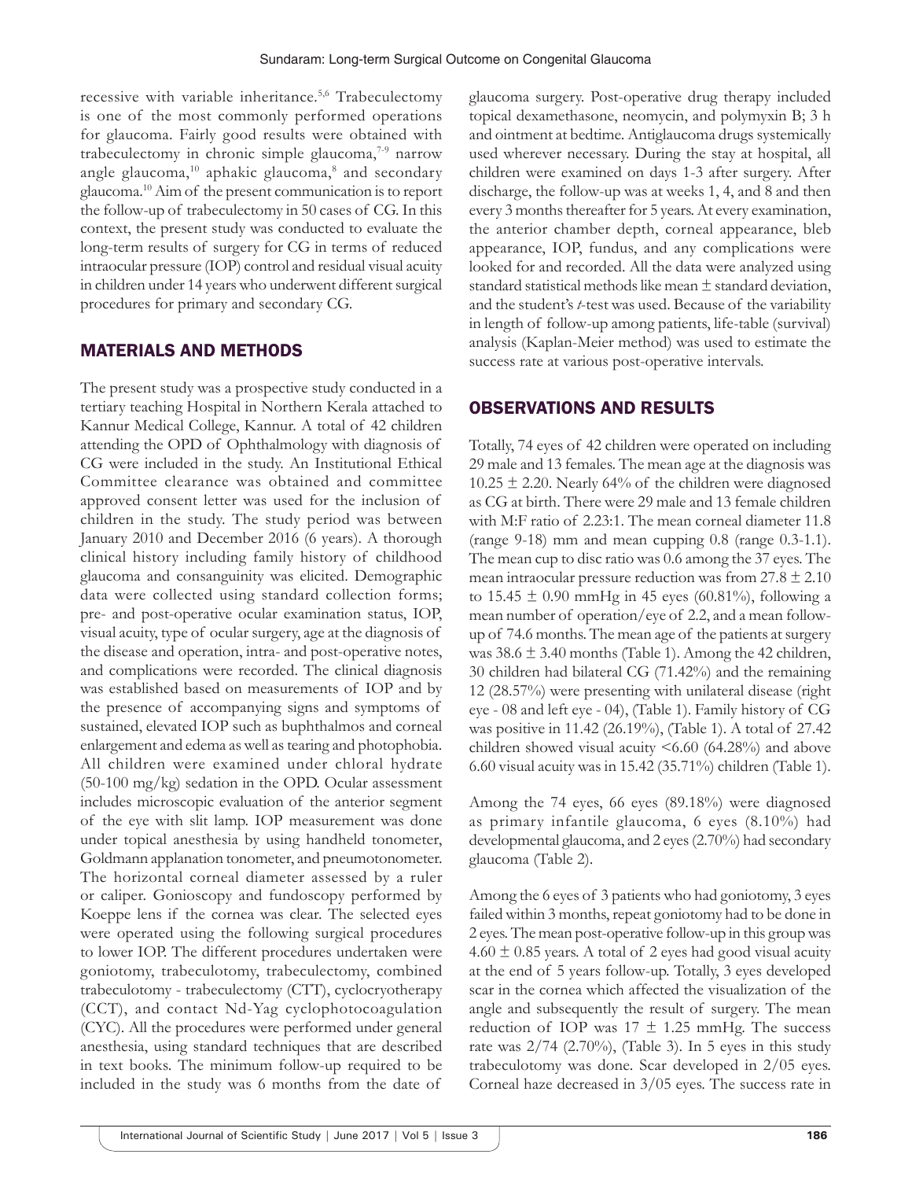recessive with variable inheritance.[5,6] Trabeculectomy is one of the most commonly performed operations for glaucoma. Fairly good results were obtained with trabeculectomy in chronic simple glaucoma,[7-9] narrow angle glaucoma,[10] aphakic glaucoma,[8] and secondary glaucoma.[10] Aim of the present communication is to report the follow-up of trabeculectomy in 50 cases of CG. In this context, the present study was conducted to evaluate the long-term results of surgery for CG in terms of reduced intraocular pressure (IOP) control and residual visual acuity in children under 14 years who underwent different surgical procedures for primary and secondary CG.

## MATERIALS AND METHODS

The present study was a prospective study conducted in a tertiary teaching Hospital in Northern Kerala attached to Kannur Medical College, Kannur. A total of 42 children attending the OPD of Ophthalmology with diagnosis of CG were included in the study. An Institutional Ethical Committee clearance was obtained and committee approved consent letter was used for the inclusion of children in the study. The study period was between January 2010 and December 2016 (6 years). A thorough clinical history including family history of childhood glaucoma and consanguinity was elicited. Demographic data were collected using standard collection forms; pre- and post-operative ocular examination status, IOP, visual acuity, type of ocular surgery, age at the diagnosis of the disease and operation, intra- and post-operative notes, and complications were recorded. The clinical diagnosis was established based on measurements of IOP and by the presence of accompanying signs and symptoms of sustained, elevated IOP such as buphthalmos and corneal enlargement and edema as well as tearing and photophobia. All children were examined under chloral hydrate (50-100 mg/kg) sedation in the OPD. Ocular assessment includes microscopic evaluation of the anterior segment of the eye with slit lamp. IOP measurement was done under topical anesthesia by using handheld tonometer, Goldmann applanation tonometer, and pneumotonometer. The horizontal corneal diameter assessed by a ruler or caliper. Gonioscopy and fundoscopy performed by Koeppe lens if the cornea was clear. The selected eyes were operated using the following surgical procedures to lower IOP. The different procedures undertaken were goniotomy, trabeculotomy, trabeculectomy, combined trabeculotomy - trabeculectomy (CTT), cyclocryotherapy (CCT), and contact Nd-Yag cyclophotocoagulation (CYC). All the procedures were performed under general anesthesia, using standard techniques that are described in text books. The minimum follow-up required to be included in the study was 6 months from the date of glaucoma surgery. Post-operative drug therapy included topical dexamethasone, neomycin, and polymyxin B; 3 h and ointment at bedtime. Antiglaucoma drugs systemically used wherever necessary. During the stay at hospital, all children were examined on days 1-3 after surgery. After discharge, the follow-up was at weeks 1, 4, and 8 and then every 3 months thereafter for 5 years. At every examination, the anterior chamber depth, corneal appearance, bleb appearance, IOP, fundus, and any complications were looked for and recorded. All the data were analyzed using standard statistical methods like mean ± standard deviation, and the student's *t*-test was used. Because of the variability in length of follow-up among patients, life-table (survival) analysis (Kaplan-Meier method) was used to estimate the success rate at various post-operative intervals.

## OBSERVATIONS AND RESULTS

Totally, 74 eyes of 42 children were operated on including 29 male and 13 females. The mean age at the diagnosis was 10.25 ± 2.20. Nearly 64% of the children were diagnosed as CG at birth. There were 29 male and 13 female children with M:F ratio of 2.23:1. The mean corneal diameter 11.8 (range 9-18) mm and mean cupping 0.8 (range 0.3-1.1). The mean cup to disc ratio was 0.6 among the 37 eyes. The mean intraocular pressure reduction was from 27.8 ± 2.10 to 15.45 ± 0.90 mmHg in 45 eyes (60.81%), following a mean number of operation/eye of 2.2, and a mean follow-up of 74.6 months. The mean age of the patients at surgery was 38.6 ± 3.40 months (Table 1). Among the 42 children, 30 children had bilateral CG (71.42%) and the remaining 12 (28.57%) were presenting with unilateral disease (right eye - 08 and left eye - 04), (Table 1). Family history of CG was positive in 11.42 (26.19%), (Table 1). A total of 27.42 children showed visual acuity <6.60 (64.28%) and above 6.60 visual acuity was in 15.42 (35.71%) children (Table 1).

Among the 74 eyes, 66 eyes (89.18%) were diagnosed as primary infantile glaucoma, 6 eyes (8.10%) had developmental glaucoma, and 2 eyes (2.70%) had secondary glaucoma (Table 2).

Among the 6 eyes of 3 patients who had goniotomy, 3 eyes failed within 3 months, repeat goniotomy had to be done in 2 eyes. The mean post-operative follow-up in this group was 4.60 ± 0.85 years. A total of 2 eyes had good visual acuity at the end of 5 years follow-up. Totally, 3 eyes developed scar in the cornea which affected the visualization of the angle and subsequently the result of surgery. The mean reduction of IOP was 17 ± 1.25 mmHg. The success rate was 2/74 (2.70%), (Table 3). In 5 eyes in this study trabeculotomy was done. Scar developed in 2/05 eyes. Corneal haze decreased in 3/05 eyes. The success rate in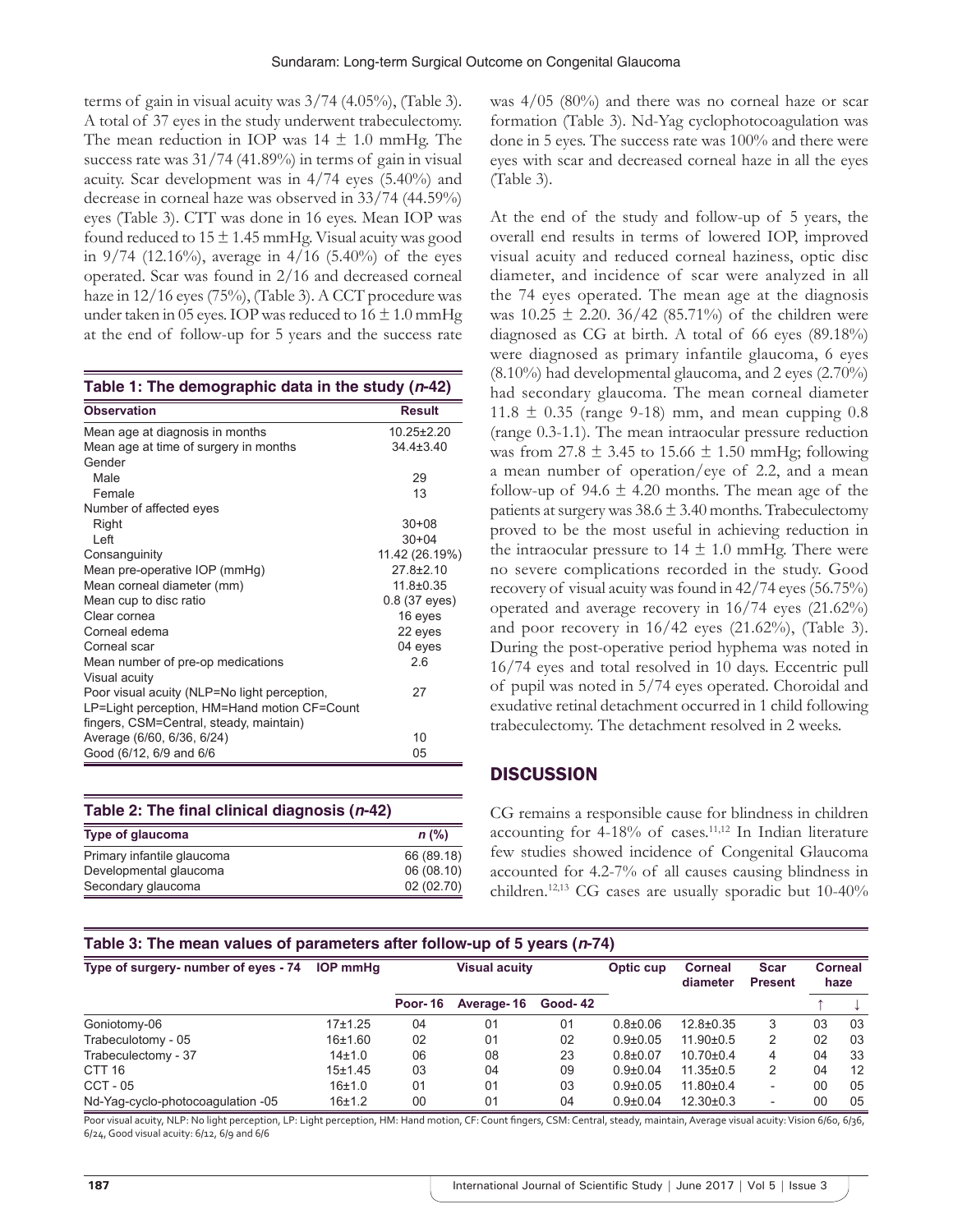terms of gain in visual acuity was 3/74 (4.05%), (Table 3). A total of 37 eyes in the study underwent trabeculectomy. The mean reduction in IOP was 14 ± 1.0 mmHg. The success rate was 31/74 (41.89%) in terms of gain in visual acuity. Scar development was in 4/74 eyes (5.40%) and decrease in corneal haze was observed in 33/74 (44.59%) eyes (Table 3). CTT was done in 16 eyes. Mean IOP was found reduced to 15 ± 1.45 mmHg. Visual acuity was good in 9/74 (12.16%), average in 4/16 (5.40%) of the eyes operated. Scar was found in 2/16 and decreased corneal haze in 12/16 eyes (75%), (Table 3). A CCT procedure was under taken in 05 eyes. IOP was reduced to 16 ± 1.0 mmHg at the end of follow-up for 5 years and the success rate was 4/05 (80%) and there was no corneal haze or scar formation (Table 3). Nd-Yag cyclophotocoagulation was done in 5 eyes. The success rate was 100% and there were eyes with scar and decreased corneal haze in all the eyes (Table 3).

**Table 1: The demographic data in the study (*n*-42)**

| Observation | Result |
|---|---|
| Mean age at diagnosis in months | 10.25±2.20 |
| Mean age at time of surgery in months | 34.4±3.40 |
| Gender | |
| Male | 29 |
| Female | 13 |
| Number of affected eyes | |
| Right | 30+08 |
| Left | 30+04 |
| Consanguinity | 11.42 (26.19%) |
| Mean pre-operative IOP (mmHg) | 27.8±2.10 |
| Mean corneal diameter (mm) | 11.8±0.35 |
| Mean cup to disc ratio | 0.8 (37 eyes) |
| Clear cornea | 16 eyes |
| Corneal edema | 22 eyes |
| Corneal scar | 04 eyes |
| Mean number of pre-op medications | 2.6 |
| Visual acuity | |
| Poor visual acuity (NLP=No light perception, LP=Light perception, HM=Hand motion CF=Count fingers, CSM=Central, steady, maintain) | 27 |
| Average (6/60, 6/36, 6/24) | 10 |
| Good (6/12, 6/9 and 6/6 | 05 |

**Table 2: The final clinical diagnosis (*n*-42)**

| Type of glaucoma | *n* (%) |
|---|---|
| Primary infantile glaucoma | 66 (89.18) |
| Developmental glaucoma | 06 (08.10) |
| Secondary glaucoma | 02 (02.70) |

At the end of the study and follow-up of 5 years, the overall end results in terms of lowered IOP, improved visual acuity and reduced corneal haziness, optic disc diameter, and incidence of scar were analyzed in all the 74 eyes operated. The mean age at the diagnosis was 10.25 ± 2.20. 36/42 (85.71%) of the children were diagnosed as CG at birth. A total of 66 eyes (89.18%) were diagnosed as primary infantile glaucoma, 6 eyes (8.10%) had developmental glaucoma, and 2 eyes (2.70%) had secondary glaucoma. The mean corneal diameter 11.8 ± 0.35 (range 9-18) mm, and mean cupping 0.8 (range 0.3-1.1). The mean intraocular pressure reduction was from 27.8 ± 3.45 to 15.66 ± 1.50 mmHg; following a mean number of operation/eye of 2.2, and a mean follow-up of 94.6 ± 4.20 months. The mean age of the patients at surgery was 38.6 ± 3.40 months. Trabeculectomy proved to be the most useful in achieving reduction in the intraocular pressure to 14 ± 1.0 mmHg. There were no severe complications recorded in the study. Good recovery of visual acuity was found in 42/74 eyes (56.75%) operated and average recovery in 16/74 eyes (21.62%) and poor recovery in 16/42 eyes (21.62%), (Table 3). During the post-operative period hyphema was noted in 16/74 eyes and total resolved in 10 days. Eccentric pull of pupil was noted in 5/74 eyes operated. Choroidal and exudative retinal detachment occurred in 1 child following trabeculectomy. The detachment resolved in 2 weeks.

## DISCUSSION

CG remains a responsible cause for blindness in children accounting for 4-18% of cases.[11,12] In Indian literature few studies showed incidence of Congenital Glaucoma accounted for 4.2-7% of all causes causing blindness in children.[12,13] CG cases are usually sporadic but 10-40%

**Table 3: The mean values of parameters after follow-up of 5 years (*n*-74)**

| Type of surgery- number of eyes - 74 | IOP mmHg | Visual acuity | | | Optic cup | Corneal diameter | Scar Present | Corneal haze | |
|---|---|---|---|---|---|---|---|---|---|
| | | Poor- 16 | Average- 16 | Good- 42 | | | | ↑ | ↓ |
| Goniotomy-06 | 17±1.25 | 04 | 01 | 01 | 0.8±0.06 | 12.8±0.35 | 3 | 03 | 03 |
| Trabeculotomy - 05 | 16±1.60 | 02 | 01 | 02 | 0.9±0.05 | 11.90±0.5 | 2 | 02 | 03 |
| Trabeculectomy - 37 | 14±1.0 | 06 | 08 | 23 | 0.8±0.07 | 10.70±0.4 | 4 | 04 | 33 |
| CTT 16 | 15±1.45 | 03 | 04 | 09 | 0.9±0.04 | 11.35±0.5 | 2 | 04 | 12 |
| CCT - 05 | 16±1.0 | 01 | 01 | 03 | 0.9±0.05 | 11.80±0.4 | - | 00 | 05 |
| Nd-Yag-cyclo-photocoagulation -05 | 16±1.2 | 00 | 01 | 04 | 0.9±0.04 | 12.30±0.3 | - | 00 | 05 |

Poor visual acuity, NLP: No light perception, LP: Light perception, HM: Hand motion, CF: Count fingers, CSM: Central, steady, maintain, Average visual acuity: Vision 6/60, 6/36, 6/24, Good visual acuity: 6/12, 6/9 and 6/6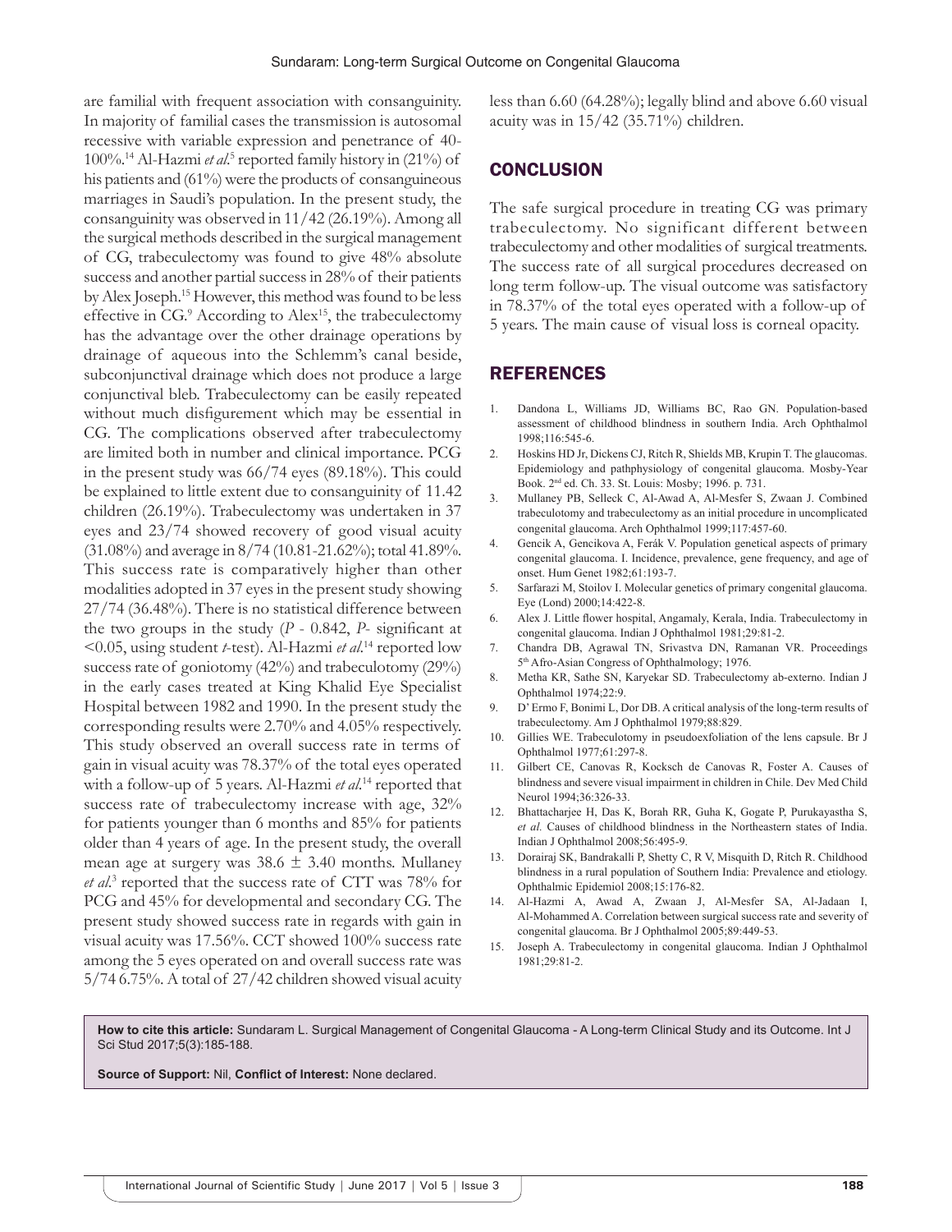are familial with frequent association with consanguinity. In majority of familial cases the transmission is autosomal recessive with variable expression and penetrance of 40-100%.[14] Al-Hazmi *et al*.[5] reported family history in (21%) of his patients and (61%) were the products of consanguineous marriages in Saudi's population. In the present study, the consanguinity was observed in 11/42 (26.19%). Among all the surgical methods described in the surgical management of CG, trabeculectomy was found to give 48% absolute success and another partial success in 28% of their patients by Alex Joseph.[15] However, this method was found to be less effective in CG.[9] According to Alex[15], the trabeculectomy has the advantage over the other drainage operations by drainage of aqueous into the Schlemm's canal beside, subconjunctival drainage which does not produce a large conjunctival bleb. Trabeculectomy can be easily repeated without much disfigurement which may be essential in CG. The complications observed after trabeculectomy are limited both in number and clinical importance. PCG in the present study was 66/74 eyes (89.18%). This could be explained to little extent due to consanguinity of 11.42 children (26.19%). Trabeculectomy was undertaken in 37 eyes and 23/74 showed recovery of good visual acuity (31.08%) and average in 8/74 (10.81-21.62%); total 41.89%. This success rate is comparatively higher than other modalities adopted in 37 eyes in the present study showing 27/74 (36.48%). There is no statistical difference between the two groups in the study (*P* - 0.842, *P*- significant at <0.05, using student *t*-test). Al-Hazmi *et al*.[14] reported low success rate of goniotomy (42%) and trabeculotomy (29%) in the early cases treated at King Khalid Eye Specialist Hospital between 1982 and 1990. In the present study the corresponding results were 2.70% and 4.05% respectively. This study observed an overall success rate in terms of gain in visual acuity was 78.37% of the total eyes operated with a follow-up of 5 years. Al-Hazmi *et al*.[14] reported that success rate of trabeculectomy increase with age, 32% for patients younger than 6 months and 85% for patients older than 4 years of age. In the present study, the overall mean age at surgery was 38.6 ± 3.40 months. Mullaney *et al*.[3] reported that the success rate of CTT was 78% for PCG and 45% for developmental and secondary CG. The present study showed success rate in regards with gain in visual acuity was 17.56%. CCT showed 100% success rate among the 5 eyes operated on and overall success rate was 5/74 6.75%. A total of 27/42 children showed visual acuity less than 6.60 (64.28%); legally blind and above 6.60 visual acuity was in 15/42 (35.71%) children.

## CONCLUSION

The safe surgical procedure in treating CG was primary trabeculectomy. No significant different between trabeculectomy and other modalities of surgical treatments. The success rate of all surgical procedures decreased on long term follow-up. The visual outcome was satisfactory in 78.37% of the total eyes operated with a follow-up of 5 years. The main cause of visual loss is corneal opacity.

## REFERENCES

1. Dandona L, Williams JD, Williams BC, Rao GN. Population-based assessment of childhood blindness in southern India. Arch Ophthalmol 1998;116:545-6.
2. Hoskins HD Jr, Dickens CJ, Ritch R, Shields MB, Krupin T. The glaucomas. Epidemiology and pathphysiology of congenital glaucoma. Mosby-Year Book. 2nd ed. Ch. 33. St. Louis: Mosby; 1996. p. 731.
3. Mullaney PB, Selleck C, Al-Awad A, Al-Mesfer S, Zwaan J. Combined trabeculotomy and trabeculectomy as an initial procedure in uncomplicated congenital glaucoma. Arch Ophthalmol 1999;117:457-60.
4. Gencik A, Gencikova A, Ferák V. Population genetical aspects of primary congenital glaucoma. I. Incidence, prevalence, gene frequency, and age of onset. Hum Genet 1982;61:193-7.
5. Sarfarazi M, Stoilov I. Molecular genetics of primary congenital glaucoma. Eye (Lond) 2000;14:422-8.
6. Alex J. Little flower hospital, Angamaly, Kerala, India. Trabeculectomy in congenital glaucoma. Indian J Ophthalmol 1981;29:81-2.
7. Chandra DB, Agrawal TN, Srivastva DN, Ramanan VR. Proceedings 5th Afro-Asian Congress of Ophthalmology; 1976.
8. Metha KR, Sathe SN, Karyekar SD. Trabeculectomy ab-externo. Indian J Ophthalmol 1974;22:9.
9. D' Ermo F, Bonimi L, Dor DB. A critical analysis of the long-term results of trabeculectomy. Am J Ophthalmol 1979;88:829.
10. Gillies WE. Trabeculotomy in pseudoexfoliation of the lens capsule. Br J Ophthalmol 1977;61:297-8.
11. Gilbert CE, Canovas R, Kocksch de Canovas R, Foster A. Causes of blindness and severe visual impairment in children in Chile. Dev Med Child Neurol 1994;36:326-33.
12. Bhattacharjee H, Das K, Borah RR, Guha K, Gogate P, Purukayastha S, *et al.* Causes of childhood blindness in the Northeastern states of India. Indian J Ophthalmol 2008;56:495-9.
13. Dorairaj SK, Bandrakalli P, Shetty C, R V, Misquith D, Ritch R. Childhood blindness in a rural population of Southern India: Prevalence and etiology. Ophthalmic Epidemiol 2008;15:176-82.
14. Al-Hazmi A, Awad A, Zwaan J, Al-Mesfer SA, Al-Jadaan I, Al-Mohammed A. Correlation between surgical success rate and severity of congenital glaucoma. Br J Ophthalmol 2005;89:449-53.
15. Joseph A. Trabeculectomy in congenital glaucoma. Indian J Ophthalmol 1981;29:81-2.

**How to cite this article:** Sundaram L. Surgical Management of Congenital Glaucoma - A Long-term Clinical Study and its Outcome. Int J Sci Stud 2017;5(3):185-188.

**Source of Support:** Nil, **Conflict of Interest:** None declared.